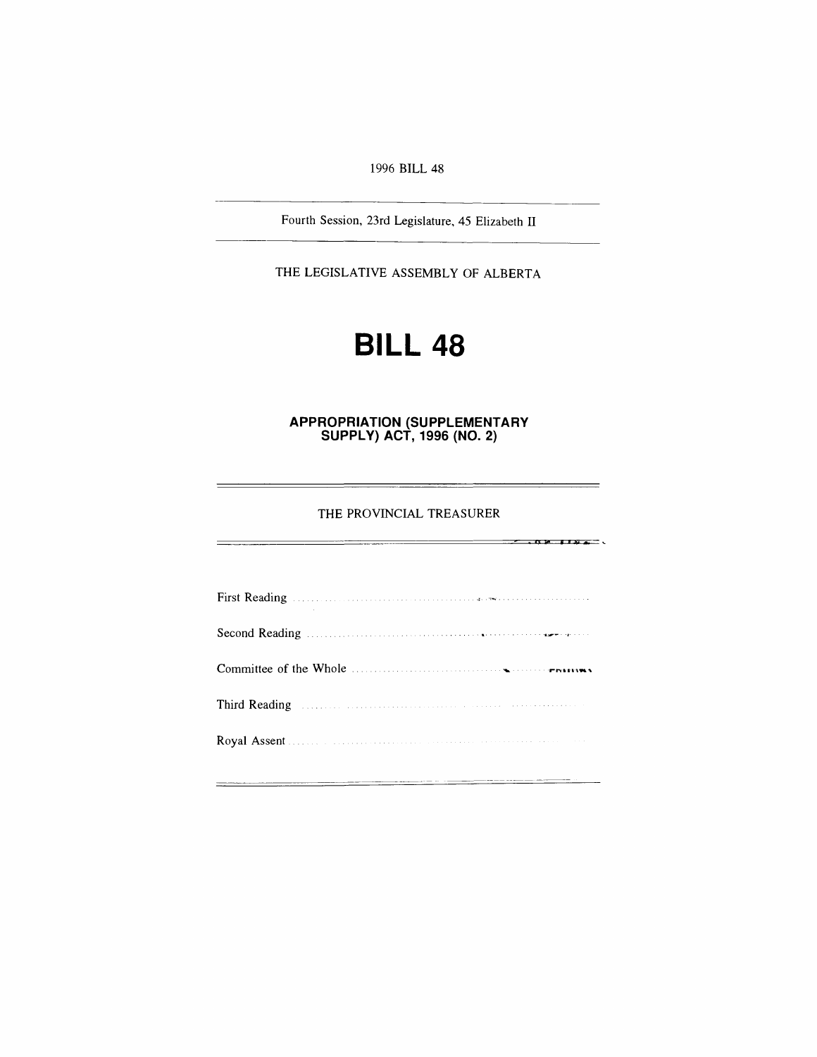1996 BILL 48

---

Fourth Session, 23rd Legislature, 45 Elizabeth II

---

THE LEGISLATIVE ASSEMBLY OF ALBERTA

# BILL 48

## APPROPRIATION (SUPPLEMENTARY SUPPLY) ACT, 1996 (NO. 2)

---

THE PROVINCIAL TREASURER

---

First Reading .......................................................................

Second Reading .......................................................................

Committee of the Whole .......................................................................

Third Reading .......................................................................

Royal Assent .......................................................................

---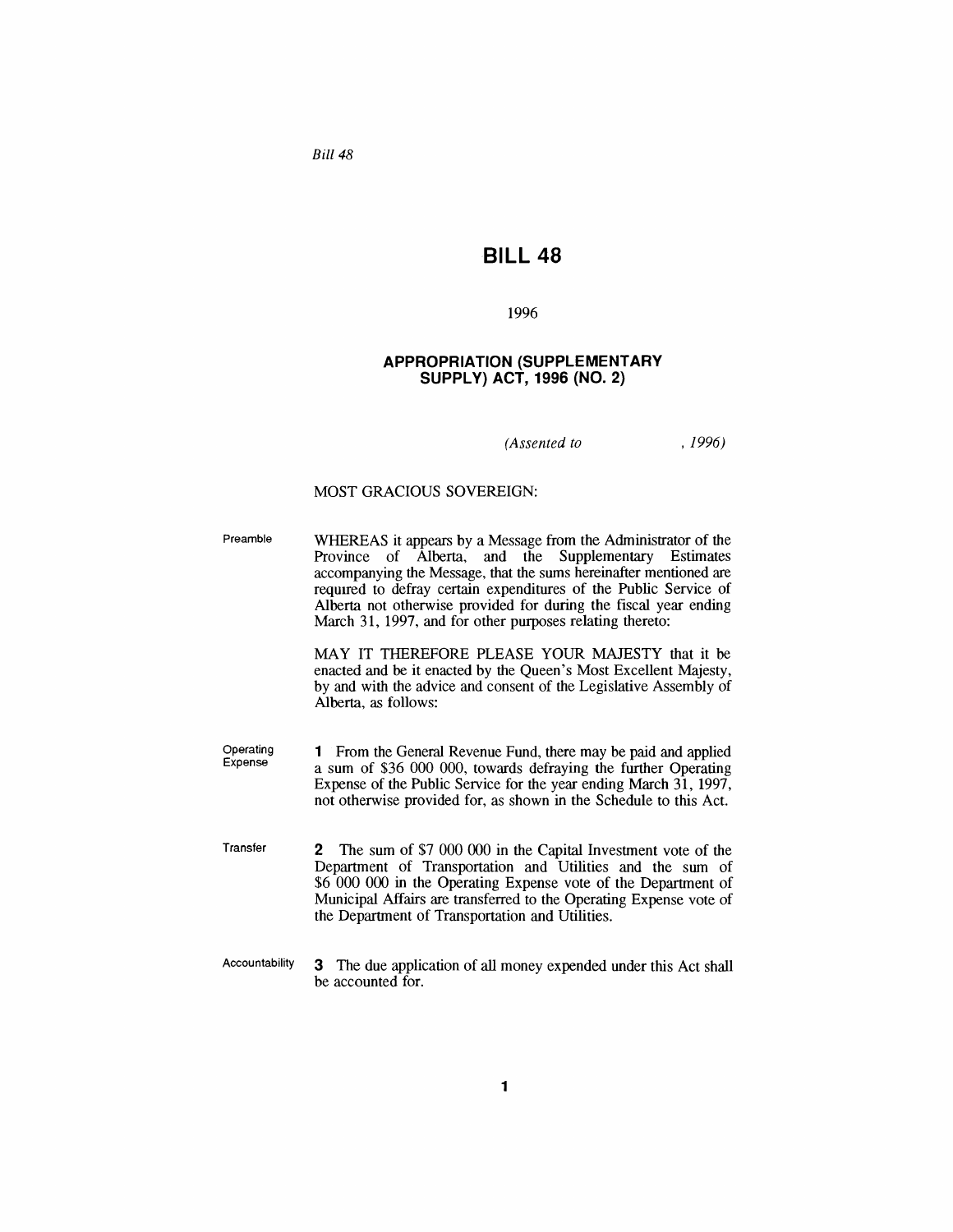*Bill 48*

# BILL 48

1996

## APPROPRIATION (SUPPLEMENTARY SUPPLY) ACT, 1996 (NO. 2)

*(Assented to , 1996)*

MOST GRACIOUS SOVEREIGN:

Preamble

WHEREAS it appears by a Message from the Administrator of the Province of Alberta, and the Supplementary Estimates accompanying the Message, that the sums hereinafter mentioned are required to defray certain expenditures of the Public Service of Alberta not otherwise provided for during the fiscal year ending March 31, 1997, and for other purposes relating thereto:

MAY IT THEREFORE PLEASE YOUR MAJESTY that it be enacted and be it enacted by the Queen's Most Excellent Majesty, by and with the advice and consent of the Legislative Assembly of Alberta, as follows:

Operating Expense

**1** From the General Revenue Fund, there may be paid and applied a sum of $36 000 000, towards defraying the further Operating Expense of the Public Service for the year ending March 31, 1997, not otherwise provided for, as shown in the Schedule to this Act.

Transfer

**2** The sum of $7 000 000 in the Capital Investment vote of the Department of Transportation and Utilities and the sum of $6 000 000 in the Operating Expense vote of the Department of Municipal Affairs are transferred to the Operating Expense vote of the Department of Transportation and Utilities.

Accountability

**3** The due application of all money expended under this Act shall be accounted for.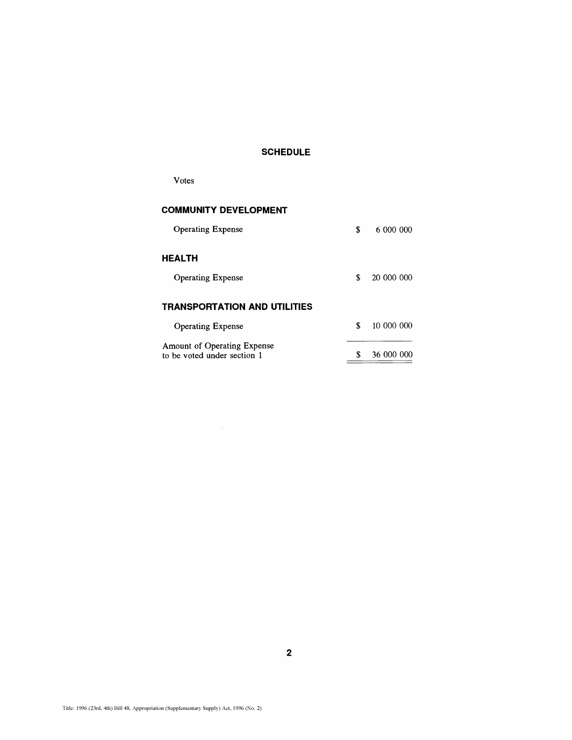## SCHEDULE

Votes

### COMMUNITY DEVELOPMENT

| | | |
|---|---|---|
| Operating Expense | $ | 6 000 000 |

### HEALTH

| | | |
|---|---|---|
| Operating Expense | $ | 20 000 000 |

### TRANSPORTATION AND UTILITIES

| | | |
|---|---|---|
| Operating Expense | $ | 10 000 000 |
| Amount of Operating Expense to be voted under section 1 | $ | 36 000 000 |

Title: 1996 (23rd, 4th) Bill 48, Appropriation (Supplementary Supply) Act, 1996 (No. 2)